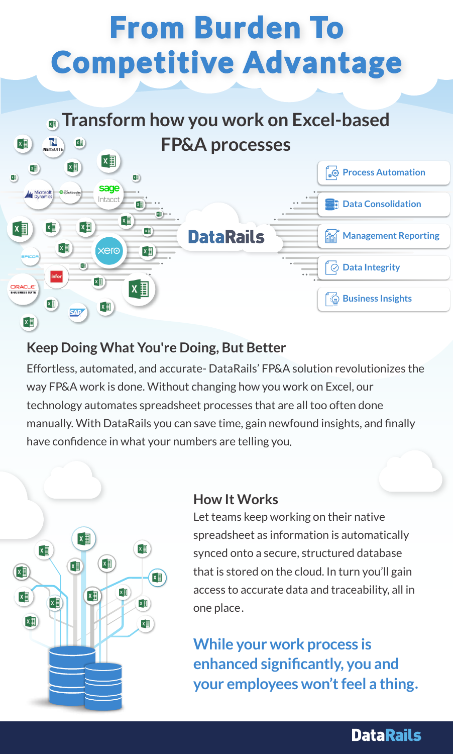# From Burden To Competitive Advantage

## Transform how you work on Excel-based FP&A processes

DataRails

- Process Automation
- Data Consolidation
- Management Reporting
- Data Integrity
- Business Insights

### Keep Doing What You're Doing, But Better

Effortless, automated, and accurate- DataRails' FP&A solution revolutionizes the way FP&A work is done. Without changing how you work on Excel, our technology automates spreadsheet processes that are all too often done manually. With DataRails you can save time, gain newfound insights, and finally have confidence in what your numbers are telling you.

### How It Works

Let teams keep working on their native spreadsheet as information is automatically synced onto a secure, structured database that is stored on the cloud. In turn you'll gain access to accurate data and traceability, all in one place.

**While your work process is enhanced significantly, you and your employees won't feel a thing.**

DataRails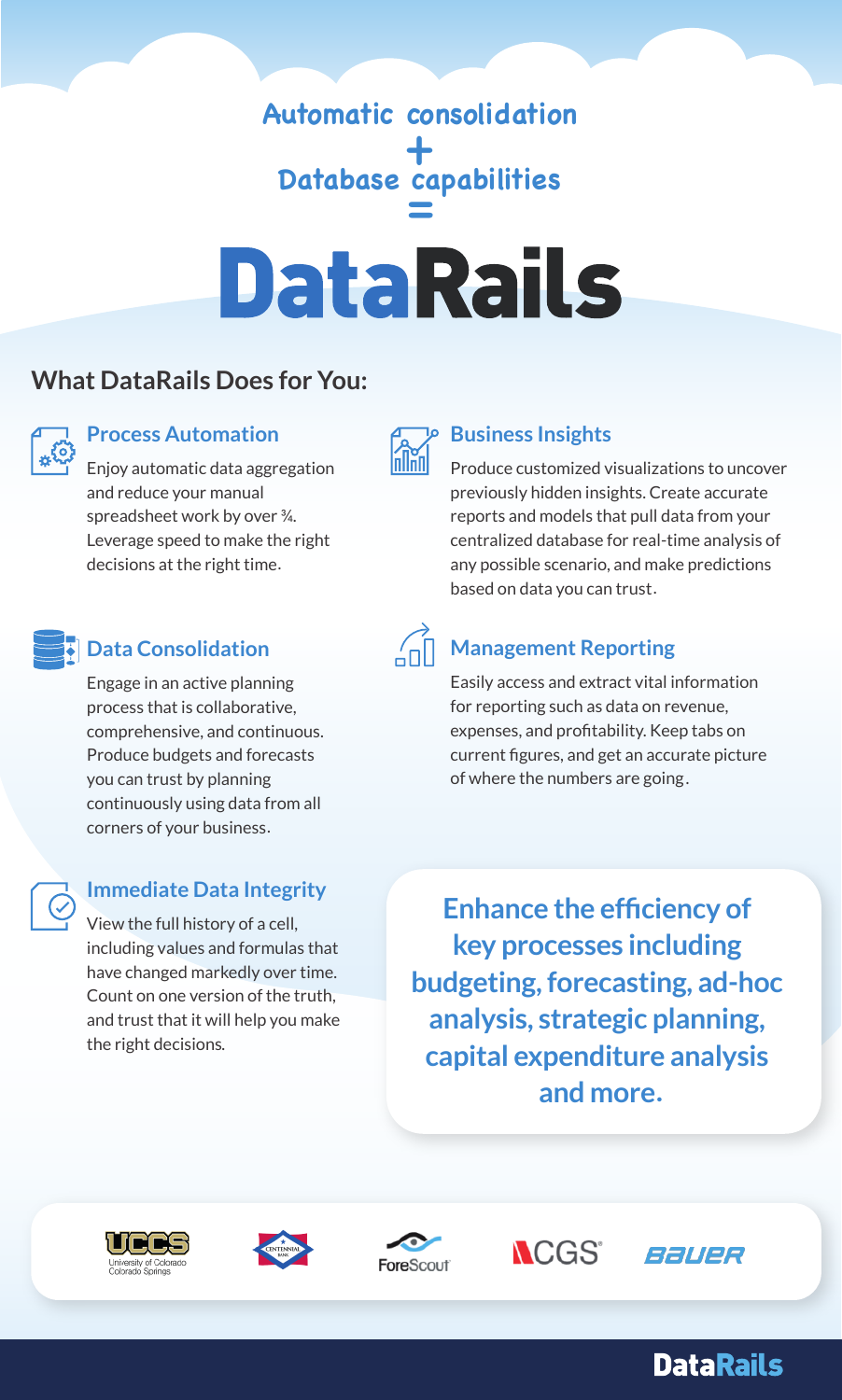Automatic consolidation

+

Database capabilities

=

# DataRails

## What DataRails Does for You:

### Process Automation

Enjoy automatic data aggregation and reduce your manual spreadsheet work by over ¾. Leverage speed to make the right decisions at the right time.

### Business Insights

Produce customized visualizations to uncover previously hidden insights. Create accurate reports and models that pull data from your centralized database for real-time analysis of any possible scenario, and make predictions based on data you can trust.

### Data Consolidation

Engage in an active planning process that is collaborative, comprehensive, and continuous. Produce budgets and forecasts you can trust by planning continuously using data from all corners of your business.

### Management Reporting

Easily access and extract vital information for reporting such as data on revenue, expenses, and profitability. Keep tabs on current figures, and get an accurate picture of where the numbers are going.

### Immediate Data Integrity

View the full history of a cell, including values and formulas that have changed markedly over time. Count on one version of the truth, and trust that it will help you make the right decisions.

**Enhance the efficiency of key processes including budgeting, forecasting, ad-hoc analysis, strategic planning, capital expenditure analysis and more.**

UCCS University of Colorado Colorado Springs

Centennial Bank

ForeScout

CGS

BAUER

DataRails